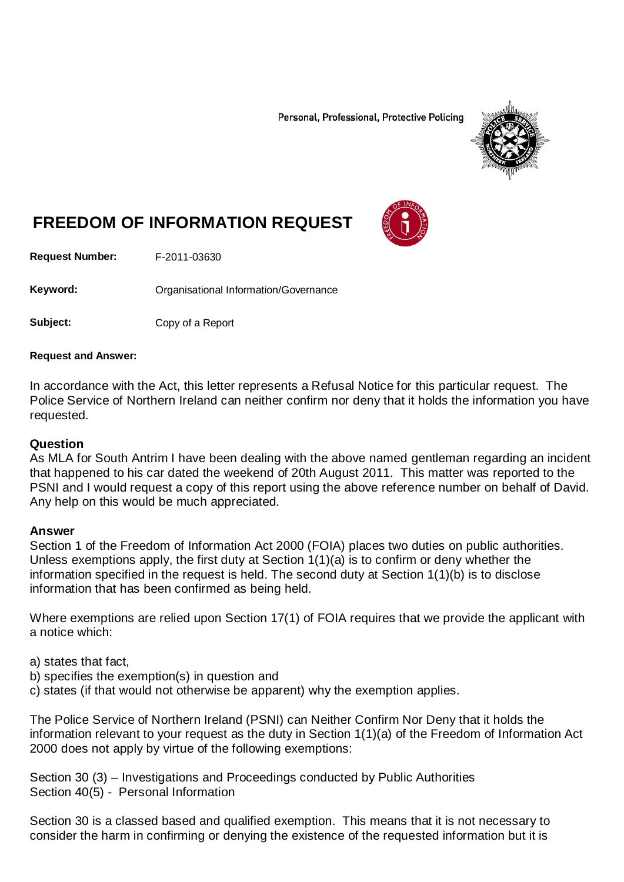Personal, Professional, Protective Policing

# FREEDOM OF INFORMATION REQUEST

**Request Number:** F-2011-03630

**Keyword:** Organisational Information/Governance

**Subject:** Copy of a Report

**Request and Answer:**

In accordance with the Act, this letter represents a Refusal Notice for this particular request. The Police Service of Northern Ireland can neither confirm nor deny that it holds the information you have requested.

## Question

As MLA for South Antrim I have been dealing with the above named gentleman regarding an incident that happened to his car dated the weekend of 20th August 2011. This matter was reported to the PSNI and I would request a copy of this report using the above reference number on behalf of David. Any help on this would be much appreciated.

## Answer

Section 1 of the Freedom of Information Act 2000 (FOIA) places two duties on public authorities. Unless exemptions apply, the first duty at Section 1(1)(a) is to confirm or deny whether the information specified in the request is held. The second duty at Section 1(1)(b) is to disclose information that has been confirmed as being held.

Where exemptions are relied upon Section 17(1) of FOIA requires that we provide the applicant with a notice which:

a) states that fact,
b) specifies the exemption(s) in question and
c) states (if that would not otherwise be apparent) why the exemption applies.

The Police Service of Northern Ireland (PSNI) can Neither Confirm Nor Deny that it holds the information relevant to your request as the duty in Section 1(1)(a) of the Freedom of Information Act 2000 does not apply by virtue of the following exemptions:

Section 30 (3) – Investigations and Proceedings conducted by Public Authorities
Section 40(5) - Personal Information

Section 30 is a classed based and qualified exemption. This means that it is not necessary to consider the harm in confirming or denying the existence of the requested information but it is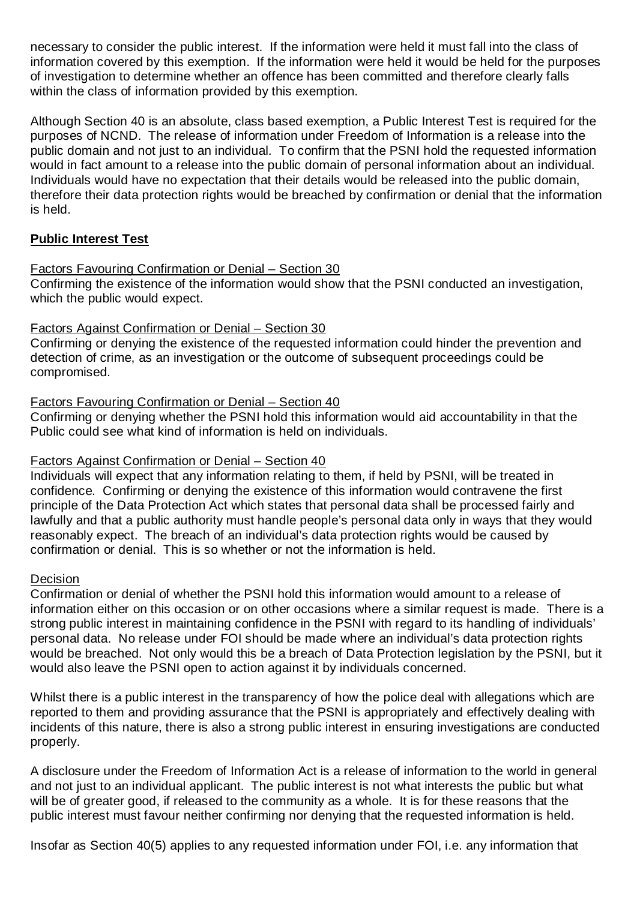necessary to consider the public interest. If the information were held it must fall into the class of information covered by this exemption. If the information were held it would be held for the purposes of investigation to determine whether an offence has been committed and therefore clearly falls within the class of information provided by this exemption.

Although Section 40 is an absolute, class based exemption, a Public Interest Test is required for the purposes of NCND. The release of information under Freedom of Information is a release into the public domain and not just to an individual. To confirm that the PSNI hold the requested information would in fact amount to a release into the public domain of personal information about an individual. Individuals would have no expectation that their details would be released into the public domain, therefore their data protection rights would be breached by confirmation or denial that the information is held.

**Public Interest Test**

Factors Favouring Confirmation or Denial – Section 30
Confirming the existence of the information would show that the PSNI conducted an investigation, which the public would expect.

Factors Against Confirmation or Denial – Section 30
Confirming or denying the existence of the requested information could hinder the prevention and detection of crime, as an investigation or the outcome of subsequent proceedings could be compromised.

Factors Favouring Confirmation or Denial – Section 40
Confirming or denying whether the PSNI hold this information would aid accountability in that the Public could see what kind of information is held on individuals.

Factors Against Confirmation or Denial – Section 40
Individuals will expect that any information relating to them, if held by PSNI, will be treated in confidence. Confirming or denying the existence of this information would contravene the first principle of the Data Protection Act which states that personal data shall be processed fairly and lawfully and that a public authority must handle people's personal data only in ways that they would reasonably expect. The breach of an individual's data protection rights would be caused by confirmation or denial. This is so whether or not the information is held.

Decision
Confirmation or denial of whether the PSNI hold this information would amount to a release of information either on this occasion or on other occasions where a similar request is made. There is a strong public interest in maintaining confidence in the PSNI with regard to its handling of individuals' personal data. No release under FOI should be made where an individual's data protection rights would be breached. Not only would this be a breach of Data Protection legislation by the PSNI, but it would also leave the PSNI open to action against it by individuals concerned.

Whilst there is a public interest in the transparency of how the police deal with allegations which are reported to them and providing assurance that the PSNI is appropriately and effectively dealing with incidents of this nature, there is also a strong public interest in ensuring investigations are conducted properly.

A disclosure under the Freedom of Information Act is a release of information to the world in general and not just to an individual applicant. The public interest is not what interests the public but what will be of greater good, if released to the community as a whole. It is for these reasons that the public interest must favour neither confirming nor denying that the requested information is held.

Insofar as Section 40(5) applies to any requested information under FOI, i.e. any information that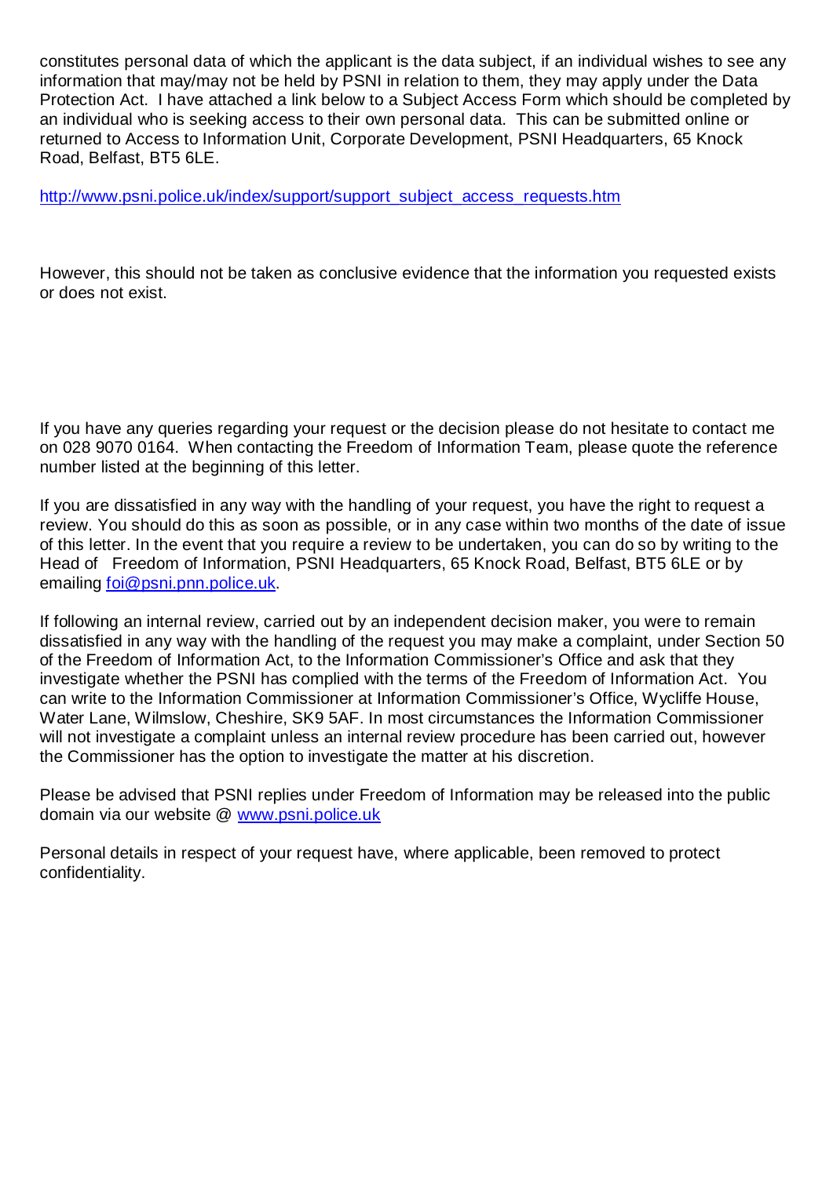constitutes personal data of which the applicant is the data subject, if an individual wishes to see any information that may/may not be held by PSNI in relation to them, they may apply under the Data Protection Act. I have attached a link below to a Subject Access Form which should be completed by an individual who is seeking access to their own personal data. This can be submitted online or returned to Access to Information Unit, Corporate Development, PSNI Headquarters, 65 Knock Road, Belfast, BT5 6LE.

http://www.psni.police.uk/index/support/support_subject_access_requests.htm

However, this should not be taken as conclusive evidence that the information you requested exists or does not exist.

If you have any queries regarding your request or the decision please do not hesitate to contact me on 028 9070 0164. When contacting the Freedom of Information Team, please quote the reference number listed at the beginning of this letter.

If you are dissatisfied in any way with the handling of your request, you have the right to request a review. You should do this as soon as possible, or in any case within two months of the date of issue of this letter. In the event that you require a review to be undertaken, you can do so by writing to the Head of Freedom of Information, PSNI Headquarters, 65 Knock Road, Belfast, BT5 6LE or by emailing foi@psni.pnn.police.uk.

If following an internal review, carried out by an independent decision maker, you were to remain dissatisfied in any way with the handling of the request you may make a complaint, under Section 50 of the Freedom of Information Act, to the Information Commissioner's Office and ask that they investigate whether the PSNI has complied with the terms of the Freedom of Information Act. You can write to the Information Commissioner at Information Commissioner's Office, Wycliffe House, Water Lane, Wilmslow, Cheshire, SK9 5AF. In most circumstances the Information Commissioner will not investigate a complaint unless an internal review procedure has been carried out, however the Commissioner has the option to investigate the matter at his discretion.

Please be advised that PSNI replies under Freedom of Information may be released into the public domain via our website @ www.psni.police.uk

Personal details in respect of your request have, where applicable, been removed to protect confidentiality.